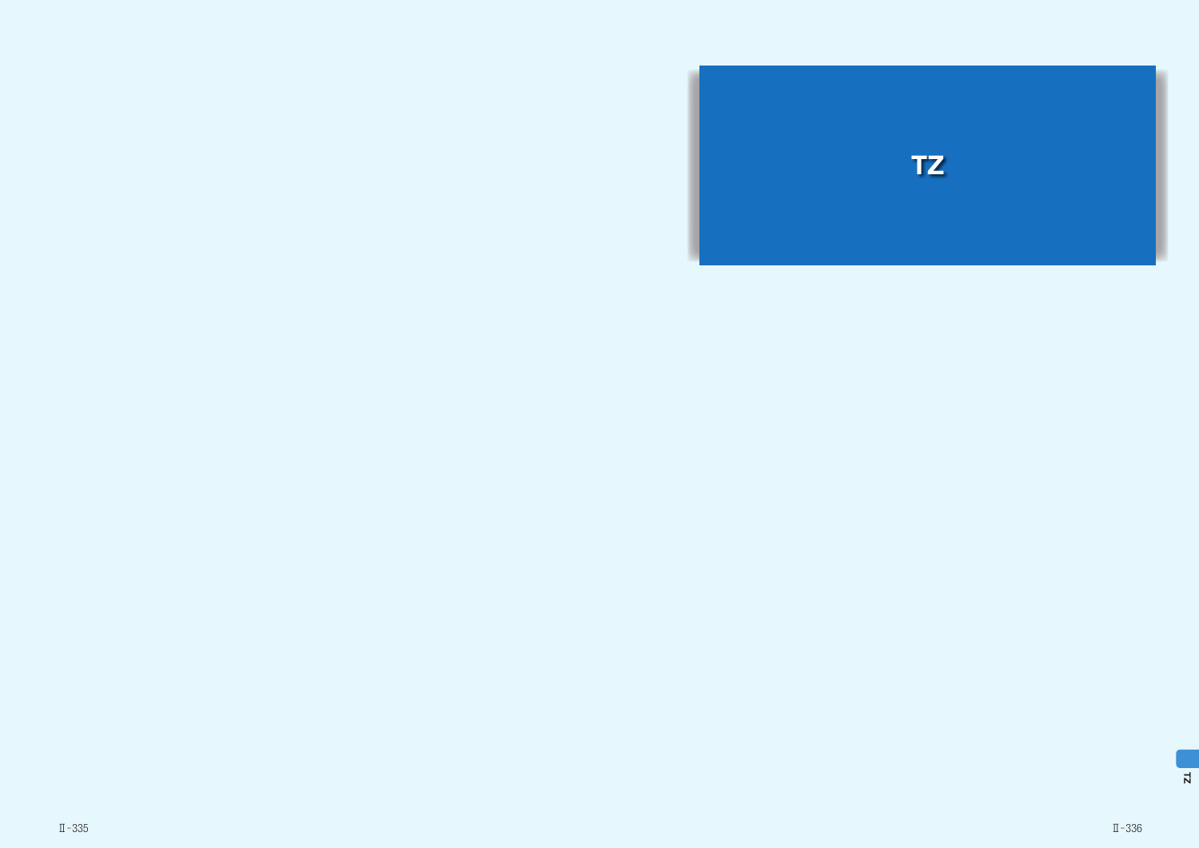# TZ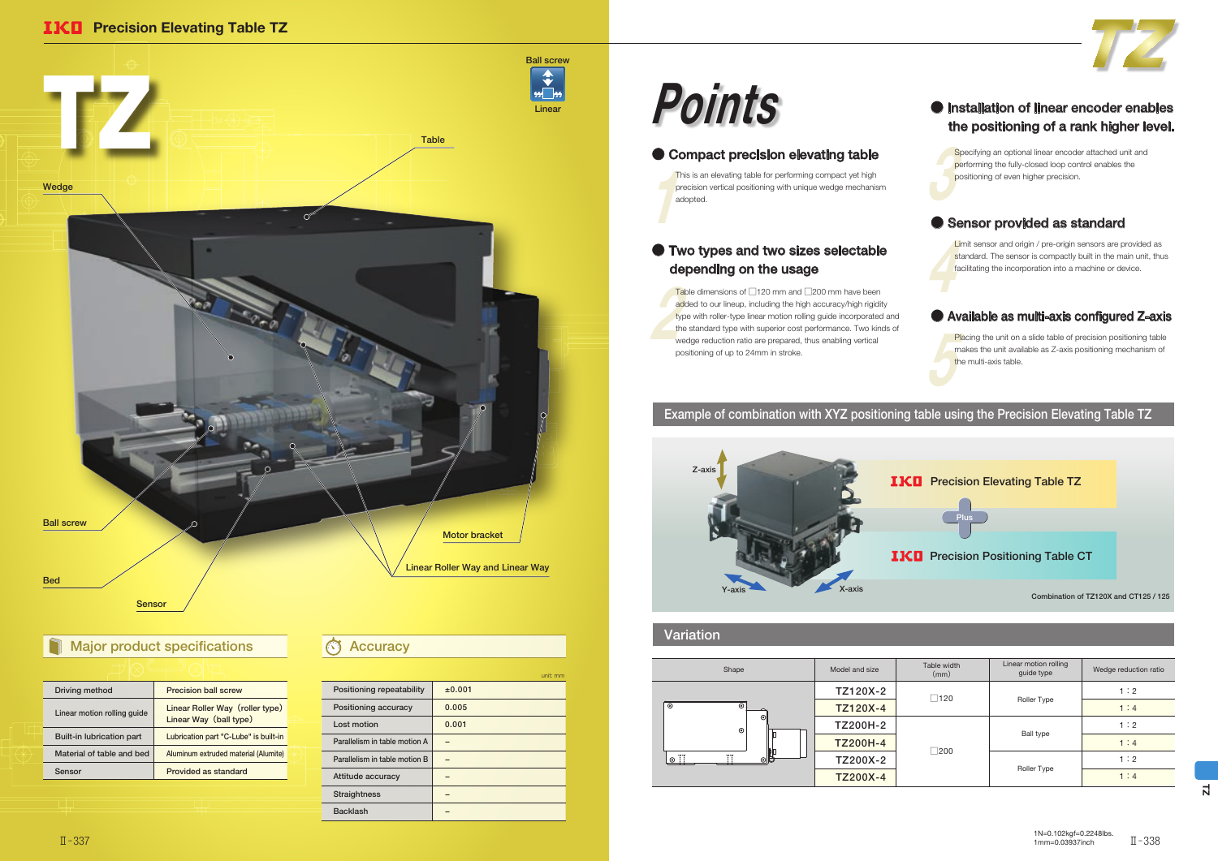# Precision Elevating Table TZ

# TZ

Ball screw
Linear

Table
Wedge
Ball screw
Motor bracket
Linear Roller Way and Linear Way
Bed
Sensor

## Major product specifications

| | |
|---|---|
| Driving method | Precision ball screw |
| Linear motion rolling guide | Linear Roller Way (roller type)<br>Linear Way (ball type) |
| Built-in lubrication part | Lubrication part "C-Lube" is built-in |
| Material of table and bed | Aluminum extruded material (Alumite) |
| Sensor | Provided as standard |

## Accuracy

unit: mm

| | |
|---|---|
| Positioning repeatability | ±0.001 |
| Positioning accuracy | 0.005 |
| Lost motion | 0.001 |
| Parallelism in table motion A | – |
| Parallelism in table motion B | – |
| Attitude accuracy | – |
| Straightness | – |
| Backlash | – |

# Points

### 1 Compact precision elevating table

This is an elevating table for performing compact yet high precision vertical positioning with unique wedge mechanism adopted.

### 2 Two types and two sizes selectable depending on the usage

Table dimensions of □120 mm and □200 mm have been added to our lineup, including the high accuracy/high rigidity type with roller-type linear motion rolling guide incorporated and the standard type with superior cost performance. Two kinds of wedge reduction ratio are prepared, thus enabling vertical positioning of up to 24mm in stroke.

### 3 Installation of linear encoder enables the positioning of a rank higher level.

Specifying an optional linear encoder attached unit and performing the fully-closed loop control enables the positioning of even higher precision.

### 4 Sensor provided as standard

Limit sensor and origin / pre-origin sensors are provided as standard. The sensor is compactly built in the main unit, thus facilitating the incorporation into a machine or device.

### 5 Available as multi-axis configured Z-axis

Placing the unit on a slide table of precision positioning table makes the unit available as Z-axis positioning mechanism of the multi-axis table.

## Example of combination with XYZ positioning table using the Precision Elevating Table TZ

Z-axis
IKO Precision Elevating Table TZ
Plus
IKO Precision Positioning Table CT
Y-axis
X-axis

Combination of TZ120X and CT125 / 125

## Variation

| Shape | Model and size | Table width (mm) | Linear motion rolling guide type | Wedge reduction ratio |
|---|---|---|---|---|
| | TZ120X-2 | □120 | Roller Type | 1 : 2 |
| | TZ120X-4 | | | 1 : 4 |
| | TZ200H-2 | □200 | Ball type | 1 : 2 |
| | TZ200H-4 | | | 1 : 4 |
| | TZ200X-2 | | Roller Type | 1 : 2 |
| | TZ200X-4 | | | 1 : 4 |

1N=0.102kgf=0.2248lbs.
1mm=0.03937inch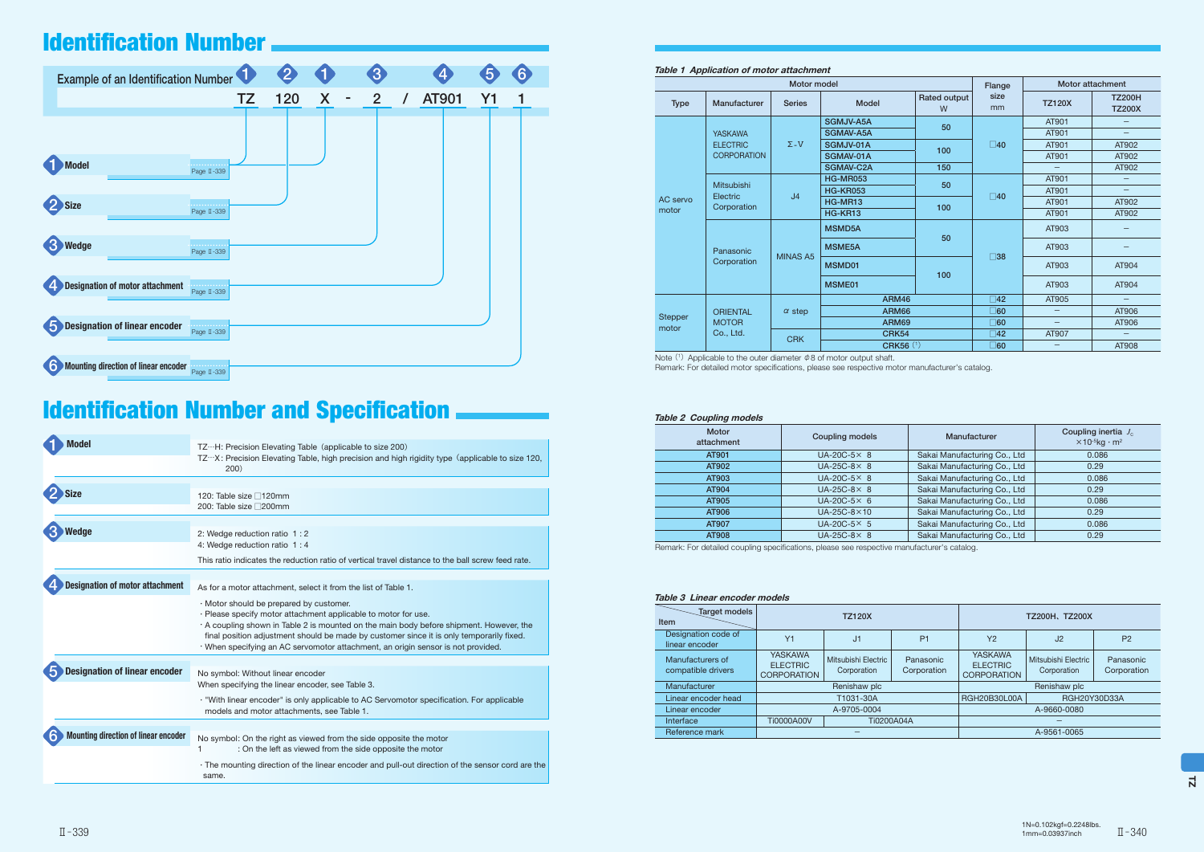# Identification Number

Example of an Identification Number

| ❶ | ❷ | ❶ | | ❸ | | ❹ | ❺ | ❻ |
|---|---|---|---|---|---|---|---|---|
| TZ | 120 | X | - | 2 | / | AT901 | Y1 | 1 |

1. **Model** — Page Ⅱ-339
2. **Size** — Page Ⅱ-339
3. **Wedge** — Page Ⅱ-339
4. **Designation of motor attachment** — Page Ⅱ-339
5. **Designation of linear encoder** — Page Ⅱ-339
6. **Mounting direction of linear encoder** — Page Ⅱ-339

# Identification Number and Specification

**1 Model**

TZ…H: Precision Elevating Table (applicable to size 200)
TZ…X: Precision Elevating Table, high precision and high rigidity type (applicable to size 120, 200)

**2 Size**

120: Table size □120mm
200: Table size □200mm

**3 Wedge**

2: Wedge reduction ratio 1 : 2
4: Wedge reduction ratio 1 : 4

This ratio indicates the reduction ratio of vertical travel distance to the ball screw feed rate.

**4 Designation of motor attachment**

As for a motor attachment, select it from the list of Table 1.

- Motor should be prepared by customer.
- Please specify motor attachment applicable to motor for use.
- A coupling shown in Table 2 is mounted on the main body before shipment. However, the final position adjustment should be made by customer since it is simply fixed.
- When specifying an AC servomotor attachment, an origin sensor is not provided.

**5 Designation of linear encoder**

No symbol: Without linear encoder
When specifying the linear encoder, see Table 3.

- "With linear encoder" is only applicable to AC Servomotor specification. For applicable models and motor attachments, see Table 1.

**6 Mounting direction of linear encoder**

No symbol: On the right as viewed from the side opposite the motor
1 : On the left as viewed from the side opposite the motor

- The mounting direction of the linear encoder and pull-out direction of the sensor cord are the same.

*Table 1 Application of motor attachment*

| Motor model | | | | | Flange size mm | Motor attachment | |
|---|---|---|---|---|---|---|---|
| Type | Manufacturer | Series | Model | Rated output W | | TZ120X | TZ200H TZ200X |
| AC servo motor | YASKAWA ELECTRIC CORPORATION | Σ-Ⅴ | SGMJV-A5A | 50 | □40 | AT901 | – |
| | | | SGMAV-A5A | | | AT901 | – |
| | | | SGMJV-01A | 100 | | AT901 | AT902 |
| | | | SGMAV-01A | | | AT901 | AT902 |
| | | | SGMAV-C2A | 150 | | – | AT902 |
| | Mitsubishi Electric Corporation | J4 | HG-MR053 | 50 | □40 | AT901 | – |
| | | | HG-KR053 | | | AT901 | – |
| | | | HG-MR13 | 100 | | AT901 | AT902 |
| | | | HG-KR13 | | | AT901 | AT902 |
| | Panasonic Corporation | MINAS A5 | MSMD5A | 50 | □38 | AT903 | – |
| | | | MSME5A | | | AT903 | – |
| | | | MSMD01 | 100 | | AT903 | AT904 |
| | | | MSME01 | | | AT903 | AT904 |
| Stepper motor | ORIENTAL MOTOR Co., Ltd. | α step | ARM46 | | □42 | AT905 | – |
| | | | ARM66 | | □60 | – | AT906 |
| | | | ARM69 | | □60 | – | AT906 |
| | | CRK | CRK54 | | □42 | AT907 | – |
| | | | CRK56 (1) | | □60 | – | AT908 |

Note (1) Applicable to the outer diameter φ8 of motor output shaft.
Remark: For detailed motor specifications, please see respective motor manufacturer's catalog.

*Table 2 Coupling models*

| Motor attachment | Coupling models | Manufacturer | Coupling inertia $J_c$ $\times10^{-5}$kg · m² |
|---|---|---|---|
| AT901 | UA-20C-5× 8 | Sakai Manufacturing Co., Ltd | 0.086 |
| AT902 | UA-25C-8× 8 | Sakai Manufacturing Co., Ltd | 0.29 |
| AT903 | UA-20C-5× 8 | Sakai Manufacturing Co., Ltd | 0.086 |
| AT904 | UA-25C-8× 8 | Sakai Manufacturing Co., Ltd | 0.29 |
| AT905 | UA-20C-5× 6 | Sakai Manufacturing Co., Ltd | 0.086 |
| AT906 | UA-25C-8×10 | Sakai Manufacturing Co., Ltd | 0.29 |
| AT907 | UA-20C-5× 5 | Sakai Manufacturing Co., Ltd | 0.086 |
| AT908 | UA-25C-8× 8 | Sakai Manufacturing Co., Ltd | 0.29 |

Remark: For detailed coupling specifications, please see respective manufacturer's catalog.

*Table 3 Linear encoder models*

| Item \ Target models | TZ120X | | | TZ200H, TZ200X | | |
|---|---|---|---|---|---|---|
| Designation code of linear encoder | Y1 | J1 | P1 | Y2 | J2 | P2 |
| Manufacturers of compatible drivers | YASKAWA ELECTRIC CORPORATION | Mitsubishi Electric Corporation | Panasonic Corporation | YASKAWA ELECTRIC CORPORATION | Mitsubishi Electric Corporation | Panasonic Corporation |
| Manufacturer | Renishaw plc | | | Renishaw plc | | |
| Linear encoder head | T1031-30A | | | RGH20B30L00A | RGH20Y30D33A | |
| Linear encoder | A-9705-0004 | | | A-9660-0080 | | |
| Interface | Ti0000A00V | Ti0200A04A | | – | | |
| Reference mark | – | | | A-9561-0065 | | |

1N=0.102kgf=0.2248lbs.
1mm=0.03937inch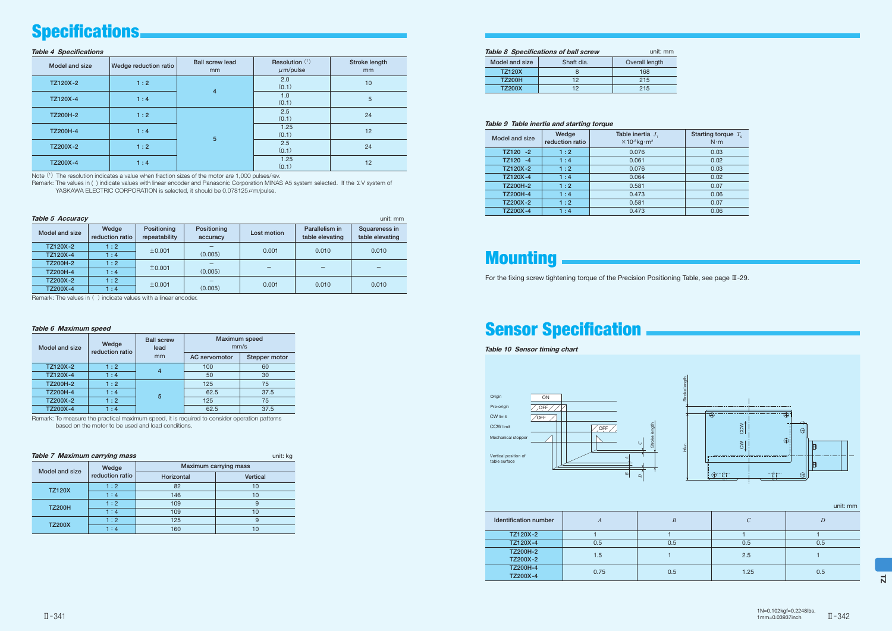# Specifications

*Table 4 Specifications*

| Model and size | Wedge reduction ratio | Ball screw lead mm | Resolution (1) μm/pulse | Stroke length mm |
|---|---|---|---|---|
| TZ120X-2 | 1 : 2 | 4 | 2.0 (0.1) | 10 |
| TZ120X-4 | 1 : 4 | | 1.0 (0.1) | 5 |
| TZ200H-2 | 1 : 2 | 5 | 2.5 (0.1) | 24 |
| TZ200H-4 | 1 : 4 | | 1.25 (0.1) | 12 |
| TZ200X-2 | 1 : 2 | | 2.5 (0.1) | 24 |
| TZ200X-4 | 1 : 4 | | 1.25 (0.1) | 12 |

Note (1) The resolution indicates a value when fraction sizes of the motor are 1,000 pulses/rev.

Remark: The values in ( ) indicate values with linear encoder and Panasonic Corporation MINAS A5 system selected. If the ΣV system of YASKAWA ELECTRIC CORPORATION is selected, it should be 0.078125μm/pulse.

*Table 5 Accuracy* unit: mm

| Model and size | Wedge reduction ratio | Positioning repeatability | Positioning accuracy | Lost motion | Parallelism in table elevating | Squareness in table elevating |
|---|---|---|---|---|---|---|
| TZ120X-2 | 1 : 2 | ±0.001 | – (0.005) | 0.001 | 0.010 | 0.010 |
| TZ120X-4 | 1 : 4 | | | | | |
| TZ200H-2 | 1 : 2 | ±0.001 | – (0.005) | – | – | – |
| TZ200H-4 | 1 : 4 | | | | | |
| TZ200X-2 | 1 : 2 | ±0.001 | – (0.005) | 0.001 | 0.010 | 0.010 |
| TZ200X-4 | 1 : 4 | | | | | |

Remark: The values in ( ) indicate values with a linear encoder.

*Table 6 Maximum speed*

| Model and size | Wedge reduction ratio | Ball screw lead mm | Maximum speed mm/s | |
|---|---|---|---|---|
| | | | AC servomotor | Stepper motor |
| TZ120X-2 | 1 : 2 | 4 | 100 | 60 |
| TZ120X-4 | 1 : 4 | | 50 | 30 |
| TZ200H-2 | 1 : 2 | 5 | 125 | 75 |
| TZ200H-4 | 1 : 4 | | 62.5 | 37.5 |
| TZ200X-2 | 1 : 2 | | 125 | 75 |
| TZ200X-4 | 1 : 4 | | 62.5 | 37.5 |

Remark: To measure the practical maximum speed, it is required to consider operation patterns based on the motor to be used and load conditions.

*Table 7 Maximum carrying mass* unit: kg

| Model and size | Wedge reduction ratio | Maximum carrying mass | |
|---|---|---|---|
| | | Horizontal | Vertical |
| TZ120X | 1 : 2 | 82 | 10 |
| | 1 : 4 | 146 | 10 |
| TZ200H | 1 : 2 | 109 | 9 |
| | 1 : 4 | 109 | 10 |
| TZ200X | 1 : 2 | 125 | 9 |
| | 1 : 4 | 160 | 10 |

*Table 8 Specifications of ball screw* unit: mm

| Model and size | Shaft dia. | Overall length |
|---|---|---|
| TZ120X | 8 | 168 |
| TZ200H | 12 | 215 |
| TZ200X | 12 | 215 |

*Table 9 Table inertia and starting torque*

| Model and size | Wedge reduction ratio | Table inertia $J_T$ $\times 10^{-5}$kg·m² | Starting torque $T_S$ N·m |
|---|---|---|---|
| TZ120 -2 | 1 : 2 | 0.076 | 0.03 |
| TZ120 -4 | 1 : 4 | 0.061 | 0.02 |
| TZ120X-2 | 1 : 2 | 0.076 | 0.03 |
| TZ120X-4 | 1 : 4 | 0.064 | 0.02 |
| TZ200H-2 | 1 : 2 | 0.581 | 0.07 |
| TZ200H-4 | 1 : 4 | 0.473 | 0.06 |
| TZ200X-2 | 1 : 2 | 0.581 | 0.07 |
| TZ200X-4 | 1 : 4 | 0.473 | 0.06 |

# Mounting

For the fixing screw tightening torque of the Precision Positioning Table, see page Ⅲ-29.

# Sensor Specification

*Table 10 Sensor timing chart*

Origin: ON
Pre-origin: OFF
CW limit: OFF
CCW limit: OFF
Mechanical stopper
Vertical position of table surface

unit: mm

| Identification number | $A$ | $B$ | $C$ | $D$ |
|---|---|---|---|---|
| TZ120X-2 | 1 | 1 | 1 | 1 |
| TZ120X-4 | 0.5 | 0.5 | 0.5 | 0.5 |
| TZ200H-2 TZ200X-2 | 1.5 | 1 | 2.5 | 1 |
| TZ200H-4 TZ200X-4 | 0.75 | 0.5 | 1.25 | 0.5 |

1N=0.102kgf=0.2248lbs.
1mm=0.03937inch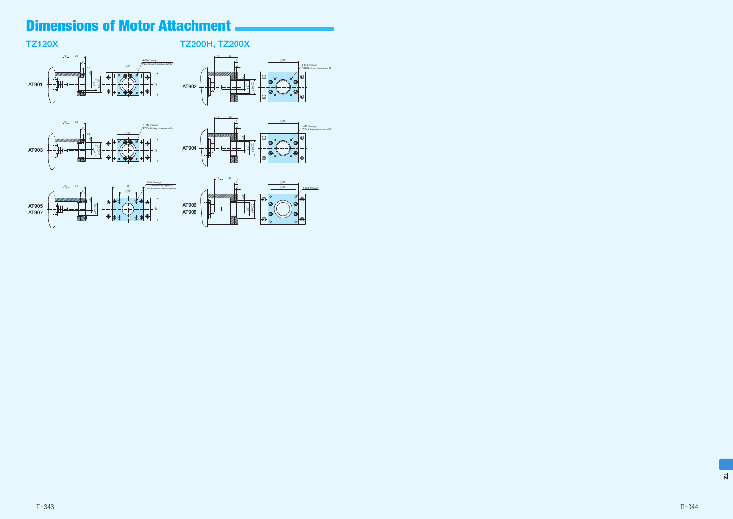# Dimensions of Motor Attachment

## TZ120X

AT901

10 31

9

3.5

4-M4 Through
PCD46, Evenly distributed at 90°

□40

AT903

10 31

9

3.5

4-M3 Through
PCD45, Evenly distributed at 90°

□40

AT905
AT907

10 31

9

56

□31

4-3.4 Through
6.5 Counterbore depth 3.3
Processed from the opposite side

## TZ200H, TZ200X

AT902

15 33

8

□60

4-M4 Through
PCD46, Evenly distributed at 90°

AT904

15 33

8

□60

4-M3 Through
PCD45, Evenly distributed at 90°

AT906
AT908

15 33

8

□60

□50

4-M4 Through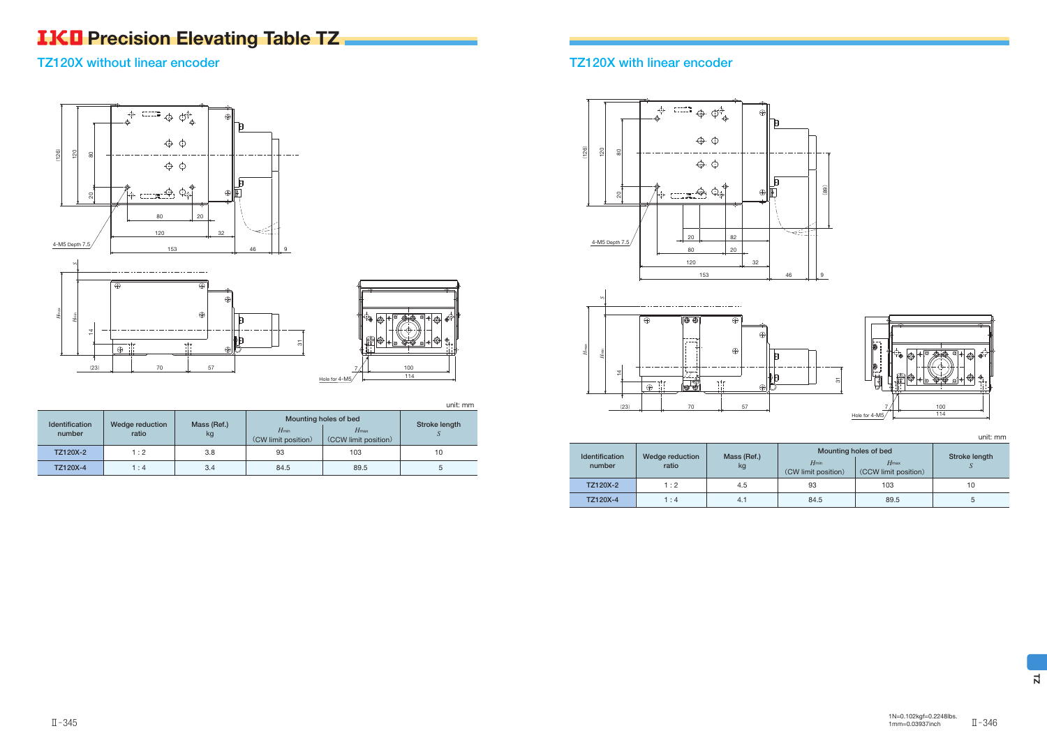# IKO Precision Elevating Table TZ

## TZ120X without linear encoder

unit: mm

| Identification number | Wedge reduction ratio | Mass (Ref.) kg | Mounting holes of bed | | Stroke length $S$ |
|---|---|---|---|---|---|
| | | | $H_{min}$ (CW limit position) | $H_{max}$ (CCW limit position) | |
| TZ120X-2 | 1 : 2 | 3.8 | 93 | 103 | 10 |
| TZ120X-4 | 1 : 4 | 3.4 | 84.5 | 89.5 | 5 |

## TZ120X with linear encoder

unit: mm

| Identification number | Wedge reduction ratio | Mass (Ref.) kg | Mounting holes of bed | | Stroke length $S$ |
|---|---|---|---|---|---|
| | | | $H_{min}$ (CW limit position) | $H_{max}$ (CCW limit position) | |
| TZ120X-2 | 1 : 2 | 4.5 | 93 | 103 | 10 |
| TZ120X-4 | 1 : 4 | 4.1 | 84.5 | 89.5 | 5 |

1N=0.102kgf=0.2248lbs.
1mm=0.03937inch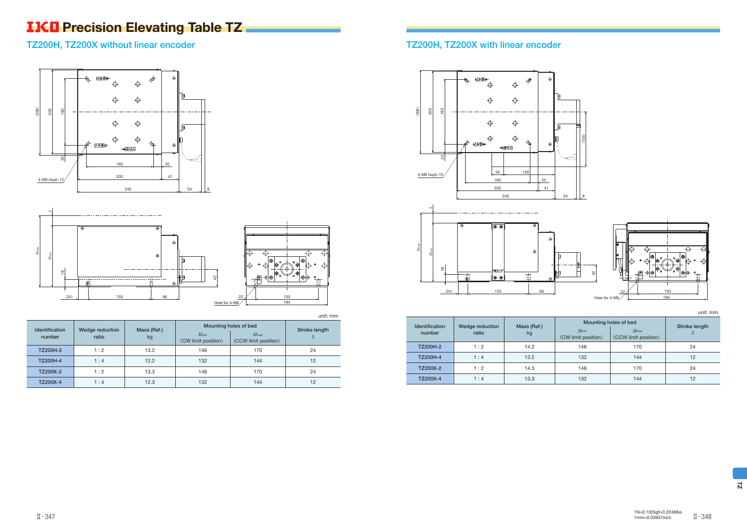# IKO Precision Elevating Table TZ

## TZ200H, TZ200X without linear encoder

(206)
200
160
20
160
20
200
41
4-M6 Depth 12
242
54
8

S
$H_{max}$
$H_{min}$
18
42
(24)
150
66
22
Hole for 4-M6
150
194

unit: mm

| Identification number | Wedge reduction ratio | Mass (Ref.) kg | Mounting holes of bed | | Stroke length $S$ |
|---|---|---|---|---|---|
| | | | $H_{min}$ (CW limit position) | $H_{max}$ (CCW limit position) | |
| TZ200H-2 | 1 : 2 | 13.2 | 146 | 170 | 24 |
| TZ200H-4 | 1 : 4 | 12.2 | 132 | 144 | 12 |
| TZ200X-2 | 1 : 2 | 13.3 | 146 | 170 | 24 |
| TZ200X-4 | 1 : 4 | 12.3 | 132 | 144 | 12 |

## TZ200H, TZ200X with linear encoder

(206)
200
160
20
(135)
4-M6 Depth 12
30
126
160
20
200
41
242
54
8

S
$H_{max}$
$H_{min}$
18
42
(24)
150
66
22
Hole for 4-M6
150
194

unit: mm

| Identification number | Wedge reduction ratio | Mass (Ref.) kg | Mounting holes of bed | | Stroke length $S$ |
|---|---|---|---|---|---|
| | | | $H_{min}$ (CW limit position) | $H_{max}$ (CCW limit position) | |
| TZ200H-2 | 1 : 2 | 14.2 | 146 | 170 | 24 |
| TZ200H-4 | 1 : 4 | 13.2 | 132 | 144 | 12 |
| TZ200X-2 | 1 : 2 | 14.3 | 146 | 170 | 24 |
| TZ200X-4 | 1 : 4 | 13.3 | 132 | 144 | 12 |

1N=0.102kgf=0.2248lbs.
1mm=0.03937inch